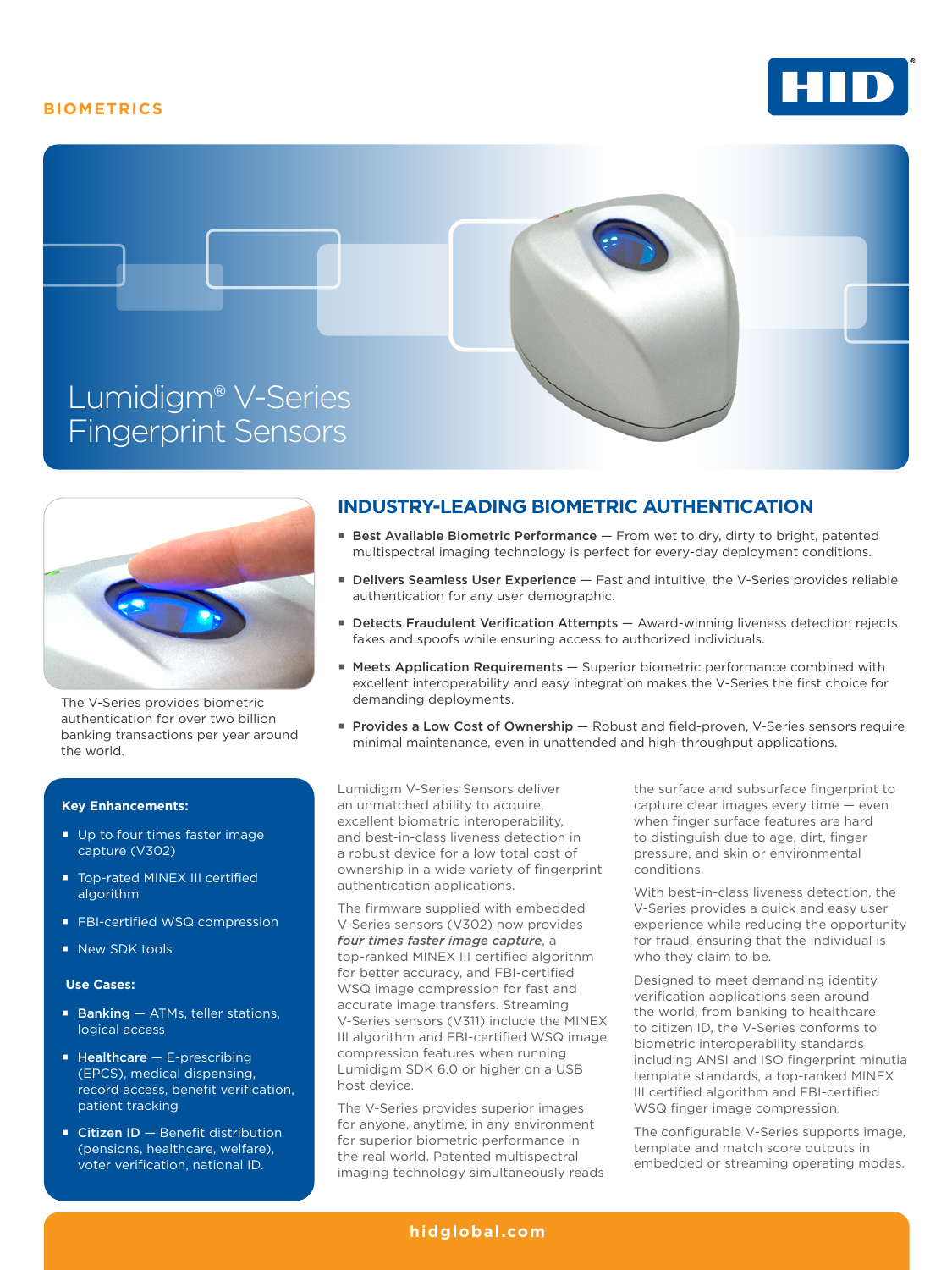BIOMETRICS

# Lumidigm® V-Series Fingerprint Sensors

The V-Series provides biometric authentication for over two billion banking transactions per year around the world.

## INDUSTRY-LEADING BIOMETRIC AUTHENTICATION

- **Best Available Biometric Performance** — From wet to dry, dirty to bright, patented multispectral imaging technology is perfect for every-day deployment conditions.
- **Delivers Seamless User Experience** — Fast and intuitive, the V-Series provides reliable authentication for any user demographic.
- **Detects Fraudulent Verification Attempts** — Award-winning liveness detection rejects fakes and spoofs while ensuring access to authorized individuals.
- **Meets Application Requirements** — Superior biometric performance combined with excellent interoperability and easy integration makes the V-Series the first choice for demanding deployments.
- **Provides a Low Cost of Ownership** — Robust and field-proven, V-Series sensors require minimal maintenance, even in unattended and high-throughput applications.

**Key Enhancements:**

- Up to four times faster image capture (V302)
- Top-rated MINEX III certified algorithm
- FBI-certified WSQ compression
- New SDK tools

**Use Cases:**

- **Banking** — ATMs, teller stations, logical access
- **Healthcare** — E-prescribing (EPCS), medical dispensing, record access, benefit verification, patient tracking
- **Citizen ID** — Benefit distribution (pensions, healthcare, welfare), voter verification, national ID.

Lumidigm V-Series Sensors deliver an unmatched ability to acquire, excellent biometric interoperability, and best-in-class liveness detection in a robust device for a low total cost of ownership in a wide variety of fingerprint authentication applications.

The firmware supplied with embedded V-Series sensors (V302) now provides ***four times faster image capture***, a top-ranked MINEX III certified algorithm for better accuracy, and FBI-certified WSQ image compression for fast and accurate image transfers. Streaming V-Series sensors (V311) include the MINEX III algorithm and FBI-certified WSQ image compression features when running Lumidigm SDK 6.0 or higher on a USB host device.

The V-Series provides superior images for anyone, anytime, in any environment for superior biometric performance in the real world. Patented multispectral imaging technology simultaneously reads the surface and subsurface fingerprint to capture clear images every time — even when finger surface features are hard to distinguish due to age, dirt, finger pressure, and skin or environmental conditions.

With best-in-class liveness detection, the V-Series provides a quick and easy user experience while reducing the opportunity for fraud, ensuring that the individual is who they claim to be.

Designed to meet demanding identity verification applications seen around the world, from banking to healthcare to citizen ID, the V-Series conforms to biometric interoperability standards including ANSI and ISO fingerprint minutia template standards, a top-ranked MINEX III certified algorithm and FBI-certified WSQ finger image compression.

The configurable V-Series supports image, template and match score outputs in embedded or streaming operating modes.

hidglobal.com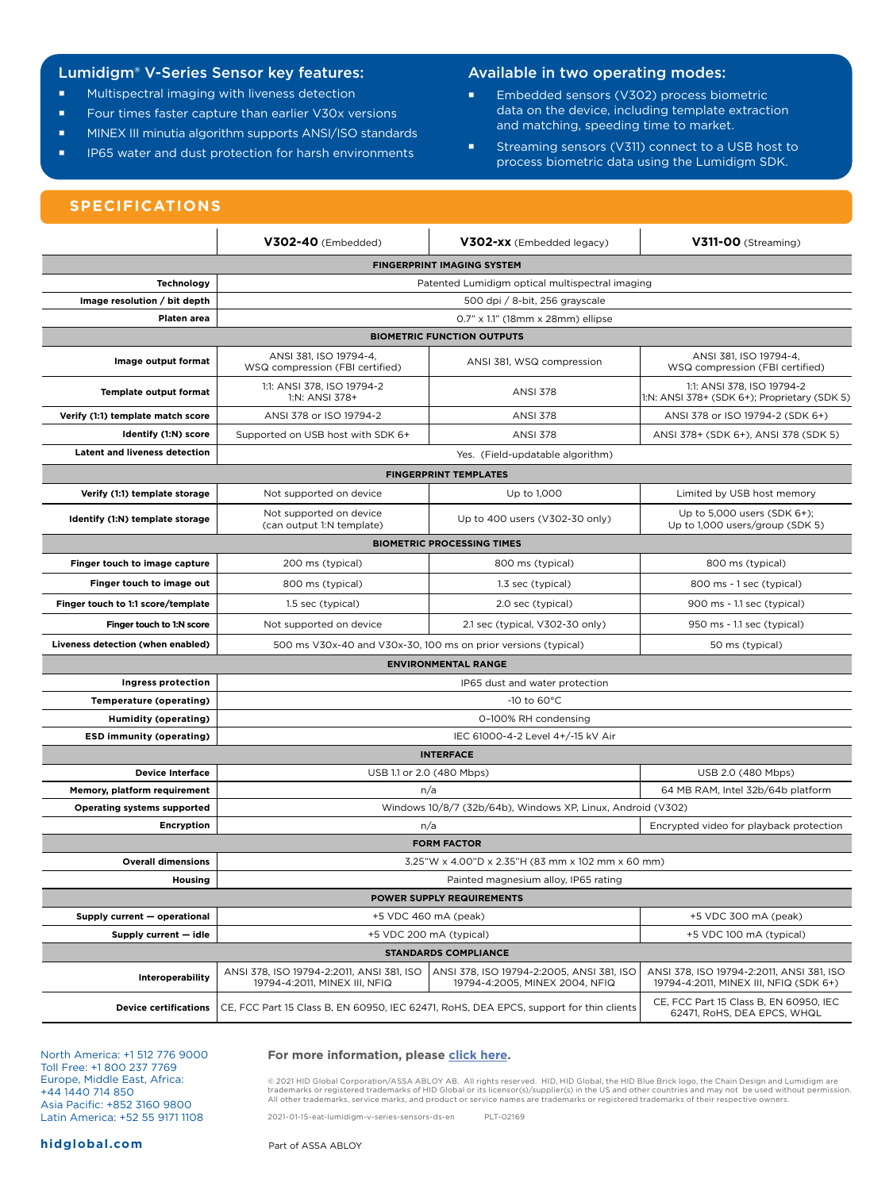## Lumidigm® V-Series Sensor key features:

- Multispectral imaging with liveness detection
- Four times faster capture than earlier V30x versions
- MINEX III minutia algorithm supports ANSI/ISO standards
- IP65 water and dust protection for harsh environments

## Available in two operating modes:

- Embedded sensors (V302) process biometric data on the device, including template extraction and matching, speeding time to market.
- Streaming sensors (V311) connect to a USB host to process biometric data using the Lumidigm SDK.

## SPECIFICATIONS

| | **V302-40** (Embedded) | **V302-xx** (Embedded legacy) | **V311-00** (Streaming) |
|---|---|---|---|
| **FINGERPRINT IMAGING SYSTEM** | | | |
| **Technology** | Patented Lumidigm optical multispectral imaging | | |
| **Image resolution / bit depth** | 500 dpi / 8-bit, 256 grayscale | | |
| **Platen area** | 0.7" x 1.1" (18mm x 28mm) ellipse | | |
| **BIOMETRIC FUNCTION OUTPUTS** | | | |
| **Image output format** | ANSI 381, ISO 19794-4, WSQ compression (FBI certified) | ANSI 381, WSQ compression | ANSI 381, ISO 19794-4, WSQ compression (FBI certified) |
| **Template output format** | 1:1: ANSI 378, ISO 19794-2 1:N: ANSI 378+ | ANSI 378 | 1:1: ANSI 378, ISO 19794-2 1:N: ANSI 378+ (SDK 6+); Proprietary (SDK 5) |
| **Verify (1:1) template match score** | ANSI 378 or ISO 19794-2 | ANSI 378 | ANSI 378 or ISO 19794-2 (SDK 6+) |
| **Identify (1:N) score** | Supported on USB host with SDK 6+ | ANSI 378 | ANSI 378+ (SDK 6+), ANSI 378 (SDK 5) |
| **Latent and liveness detection** | Yes. (Field-updatable algorithm) | | |
| **FINGERPRINT TEMPLATES** | | | |
| **Verify (1:1) template storage** | Not supported on device | Up to 1,000 | Limited by USB host memory |
| **Identify (1:N) template storage** | Not supported on device (can output 1:N template) | Up to 400 users (V302-30 only) | Up to 5,000 users (SDK 6+); Up to 1,000 users/group (SDK 5) |
| **BIOMETRIC PROCESSING TIMES** | | | |
| **Finger touch to image capture** | 200 ms (typical) | 800 ms (typical) | 800 ms (typical) |
| **Finger touch to image out** | 800 ms (typical) | 1.3 sec (typical) | 800 ms - 1 sec (typical) |
| **Finger touch to 1:1 score/template** | 1.5 sec (typical) | 2.0 sec (typical) | 900 ms - 1.1 sec (typical) |
| **Finger touch to 1:N score** | Not supported on device | 2.1 sec (typical, V302-30 only) | 950 ms - 1.1 sec (typical) |
| **Liveness detection (when enabled)** | 500 ms V30x-40 and V30x-30, 100 ms on prior versions (typical) | | 50 ms (typical) |
| **ENVIRONMENTAL RANGE** | | | |
| **Ingress protection** | IP65 dust and water protection | | |
| **Temperature (operating)** | -10 to 60°C | | |
| **Humidity (operating)** | 0–100% RH condensing | | |
| **ESD immunity (operating)** | IEC 61000-4-2 Level 4+/-15 kV Air | | |
| **INTERFACE** | | | |
| **Device Interface** | USB 1.1 or 2.0 (480 Mbps) | | USB 2.0 (480 Mbps) |
| **Memory, platform requirement** | n/a | | 64 MB RAM, Intel 32b/64b platform |
| **Operating systems supported** | Windows 10/8/7 (32b/64b), Windows XP, Linux, Android (V302) | | |
| **Encryption** | n/a | | Encrypted video for playback protection |
| **FORM FACTOR** | | | |
| **Overall dimensions** | 3.25"W x 4.00"D x 2.35"H (83 mm x 102 mm x 60 mm) | | |
| **Housing** | Painted magnesium alloy, IP65 rating | | |
| **POWER SUPPLY REQUIREMENTS** | | | |
| **Supply current — operational** | +5 VDC 460 mA (peak) | | +5 VDC 300 mA (peak) |
| **Supply current — idle** | +5 VDC 200 mA (typical) | | +5 VDC 100 mA (typical) |
| **STANDARDS COMPLIANCE** | | | |
| **Interoperability** | ANSI 378, ISO 19794-2:2011, ANSI 381, ISO 19794-4:2011, MINEX III, NFIQ | ANSI 378, ISO 19794-2:2005, ANSI 381, ISO 19794-4:2005, MINEX 2004, NFIQ | ANSI 378, ISO 19794-2:2011, ANSI 381, ISO 19794-4:2011, MINEX III, NFIQ (SDK 6+) |
| **Device certifications** | CE, FCC Part 15 Class B, EN 60950, IEC 62471, RoHS, DEA EPCS, support for thin clients | | CE, FCC Part 15 Class B, EN 60950, IEC 62471, RoHS, DEA EPCS, WHQL |

North America: +1 512 776 9000
Toll Free: +1 800 237 7769
Europe, Middle East, Africa: +44 1440 714 850
Asia Pacific: +852 3160 9800
Latin America: +52 55 9171 1108

**hidglobal.com**

**For more information, please click here.**

© 2021 HID Global Corporation/ASSA ABLOY AB. All rights reserved. HID, HID Global, the HID Blue Brick logo, the Chain Design and Lumidigm are trademarks or registered trademarks of HID Global or its licensor(s)/supplier(s) in the US and other countries and may not be used without permission. All other trademarks, service marks, and product or service names are trademarks or registered trademarks of their respective owners.

2021-01-15-eat-lumidigm-v-series-sensors-ds-en PLT-02169

Part of ASSA ABLOY